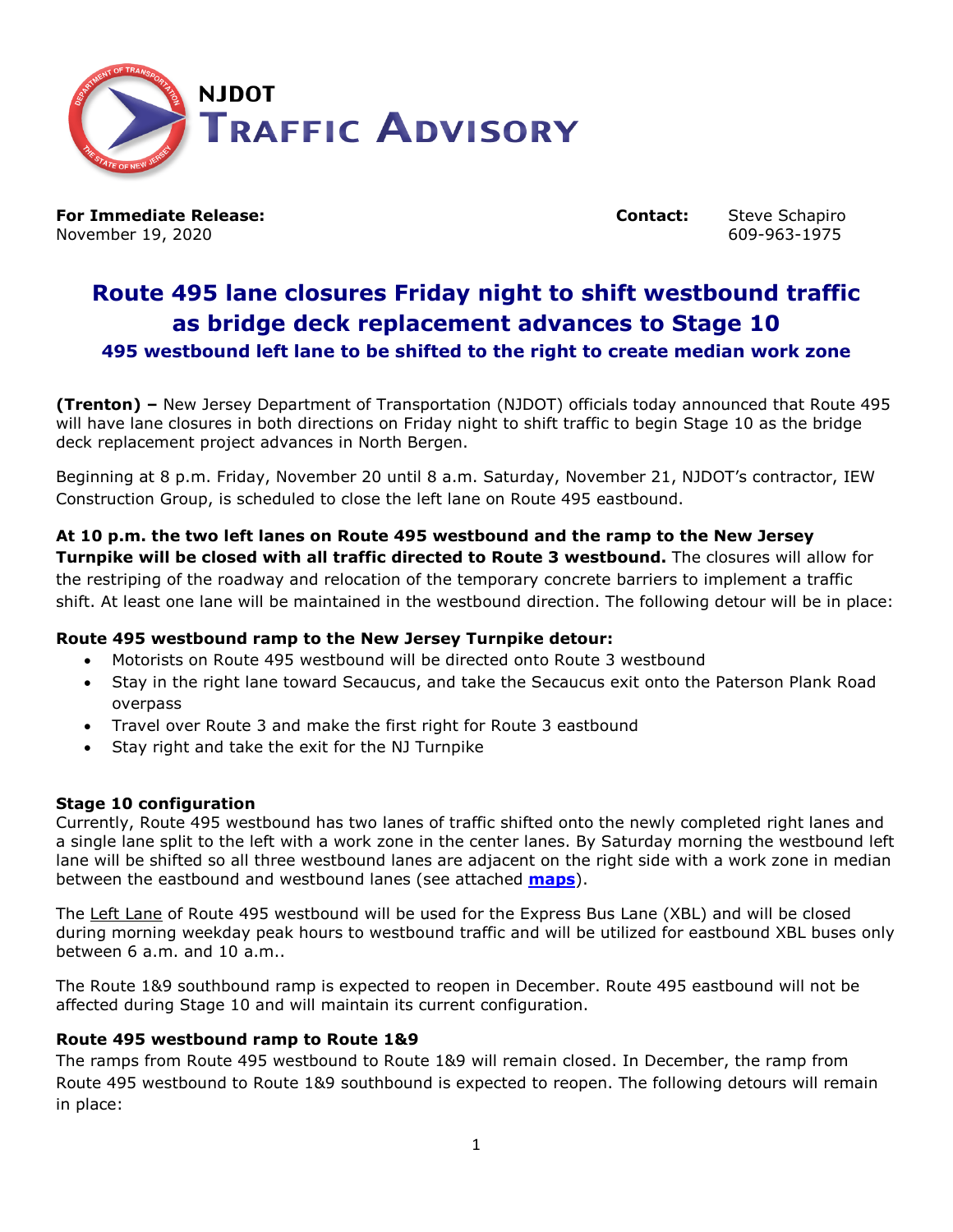NJDOT
**TRAFFIC ADVISORY**

**For Immediate Release:**
November 19, 2020

**Contact:** Steve Schapiro
609-963-1975

# Route 495 lane closures Friday night to shift westbound traffic as bridge deck replacement advances to Stage 10

### 495 westbound left lane to be shifted to the right to create median work zone

**(Trenton) –** New Jersey Department of Transportation (NJDOT) officials today announced that Route 495 will have lane closures in both directions on Friday night to shift traffic to begin Stage 10 as the bridge deck replacement project advances in North Bergen.

Beginning at 8 p.m. Friday, November 20 until 8 a.m. Saturday, November 21, NJDOT's contractor, IEW Construction Group, is scheduled to close the left lane on Route 495 eastbound.

**At 10 p.m. the two left lanes on Route 495 westbound and the ramp to the New Jersey Turnpike will be closed with all traffic directed to Route 3 westbound.** The closures will allow for the restriping of the roadway and relocation of the temporary concrete barriers to implement a traffic shift. At least one lane will be maintained in the westbound direction. The following detour will be in place:

**Route 495 westbound ramp to the New Jersey Turnpike detour:**

- Motorists on Route 495 westbound will be directed onto Route 3 westbound
- Stay in the right lane toward Secaucus, and take the Secaucus exit onto the Paterson Plank Road overpass
- Travel over Route 3 and make the first right for Route 3 eastbound
- Stay right and take the exit for the NJ Turnpike

**Stage 10 configuration**

Currently, Route 495 westbound has two lanes of traffic shifted onto the newly completed right lanes and a single lane split to the left with a work zone in the center lanes. By Saturday morning the westbound left lane will be shifted so all three westbound lanes are adjacent on the right side with a work zone in median between the eastbound and westbound lanes (see attached **maps**).

The Left Lane of Route 495 westbound will be used for the Express Bus Lane (XBL) and will be closed during morning weekday peak hours to westbound traffic and will be utilized for eastbound XBL buses only between 6 a.m. and 10 a.m..

The Route 1&9 southbound ramp is expected to reopen in December. Route 495 eastbound will not be affected during Stage 10 and will maintain its current configuration.

**Route 495 westbound ramp to Route 1&9**

The ramps from Route 495 westbound to Route 1&9 will remain closed. In December, the ramp from Route 495 westbound to Route 1&9 southbound is expected to reopen. The following detours will remain in place: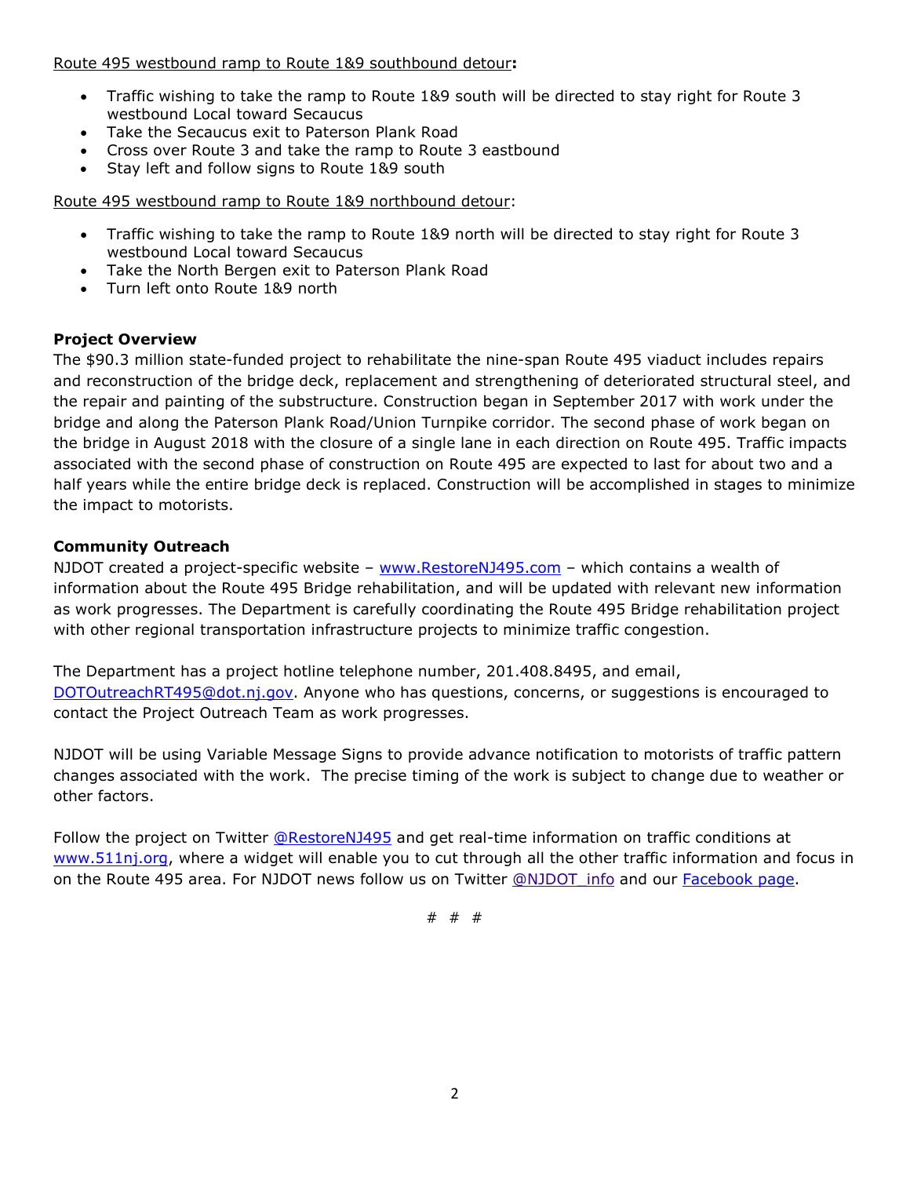Route 495 westbound ramp to Route 1&9 southbound detour**:**

- Traffic wishing to take the ramp to Route 1&9 south will be directed to stay right for Route 3 westbound Local toward Secaucus
- Take the Secaucus exit to Paterson Plank Road
- Cross over Route 3 and take the ramp to Route 3 eastbound
- Stay left and follow signs to Route 1&9 south

Route 495 westbound ramp to Route 1&9 northbound detour:

- Traffic wishing to take the ramp to Route 1&9 north will be directed to stay right for Route 3 westbound Local toward Secaucus
- Take the North Bergen exit to Paterson Plank Road
- Turn left onto Route 1&9 north

**Project Overview**

The $90.3 million state-funded project to rehabilitate the nine-span Route 495 viaduct includes repairs and reconstruction of the bridge deck, replacement and strengthening of deteriorated structural steel, and the repair and painting of the substructure. Construction began in September 2017 with work under the bridge and along the Paterson Plank Road/Union Turnpike corridor. The second phase of work began on the bridge in August 2018 with the closure of a single lane in each direction on Route 495. Traffic impacts associated with the second phase of construction on Route 495 are expected to last for about two and a half years while the entire bridge deck is replaced. Construction will be accomplished in stages to minimize the impact to motorists.

**Community Outreach**

NJDOT created a project-specific website – www.RestoreNJ495.com – which contains a wealth of information about the Route 495 Bridge rehabilitation, and will be updated with relevant new information as work progresses. The Department is carefully coordinating the Route 495 Bridge rehabilitation project with other regional transportation infrastructure projects to minimize traffic congestion.

The Department has a project hotline telephone number, 201.408.8495, and email, DOTOutreachRT495@dot.nj.gov. Anyone who has questions, concerns, or suggestions is encouraged to contact the Project Outreach Team as work progresses.

NJDOT will be using Variable Message Signs to provide advance notification to motorists of traffic pattern changes associated with the work. The precise timing of the work is subject to change due to weather or other factors.

Follow the project on Twitter @RestoreNJ495 and get real-time information on traffic conditions at www.511nj.org, where a widget will enable you to cut through all the other traffic information and focus in on the Route 495 area. For NJDOT news follow us on Twitter @NJDOT_info and our Facebook page.

# # #